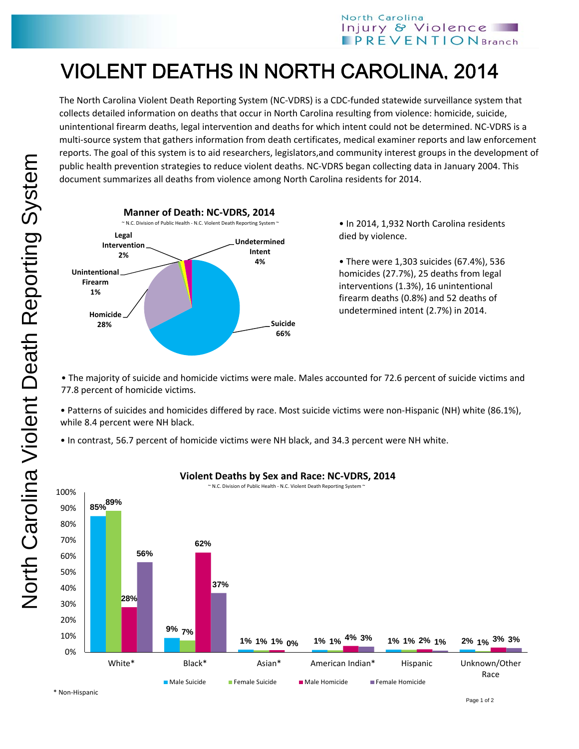# VIOLENT DEATHS IN NORTH CAROLINA, 2014

The North Carolina Violent Death Reporting System (NC-VDRS) is a CDC-funded statewide surveillance system that collects detailed information on deaths that occur in North Carolina resulting from violence: homicide, suicide, unintentional firearm deaths, legal intervention and deaths for which intent could not be determined. NC-VDRS is a multi-source system that gathers information from death certificates, medical examiner reports and law enforcement reports. The goal of this system is to aid researchers, legislators,and community interest groups in the development of public health prevention strategies to reduce violent deaths. NC-VDRS began collecting data in January 2004. This document summarizes all deaths from violence among North Carolina residents for 2014.

**Manner of Death: NC-VDRS, 2014**

~ N.C. Division of Public Health - N.C. Violent Death Reporting System ~

| Manner of Death | Percent |
|---|---|
| Suicide | 66% |
| Homicide | 28% |
| Unintentional Firearm | 1% |
| Legal Intervention | 2% |
| Undetermined Intent | 4% |

- In 2014, 1,932 North Carolina residents died by violence.
- There were 1,303 suicides (67.4%), 536 homicides (27.7%), 25 deaths from legal interventions (1.3%), 16 unintentional firearm deaths (0.8%) and 52 deaths of undetermined intent (2.7%) in 2014.

- The majority of suicide and homicide victims were male. Males accounted for 72.6 percent of suicide victims and 77.8 percent of homicide victims.
- Patterns of suicides and homicides differed by race. Most suicide victims were non-Hispanic (NH) white (86.1%), while 8.4 percent were NH black.
- In contrast, 56.7 percent of homicide victims were NH black, and 34.3 percent were NH white.

**Violent Deaths by Sex and Race: NC-VDRS, 2014**

~ N.C. Division of Public Health - N.C. Violent Death Reporting System ~

| Race | Male Suicide | Female Suicide | Male Homicide | Female Homicide |
|---|---|---|---|---|
| White* | 85% | 89% | 28% | 56% |
| Black* | 9% | 7% | 62% | 37% |
| Asian* | 1% | 1% | 1% | 0% |
| American Indian* | 1% | 1% | 4% | 3% |
| Hispanic | 1% | 1% | 2% | 1% |
| Unknown/Other Race | 2% | 1% | 3% | 3% |

\* Non-Hispanic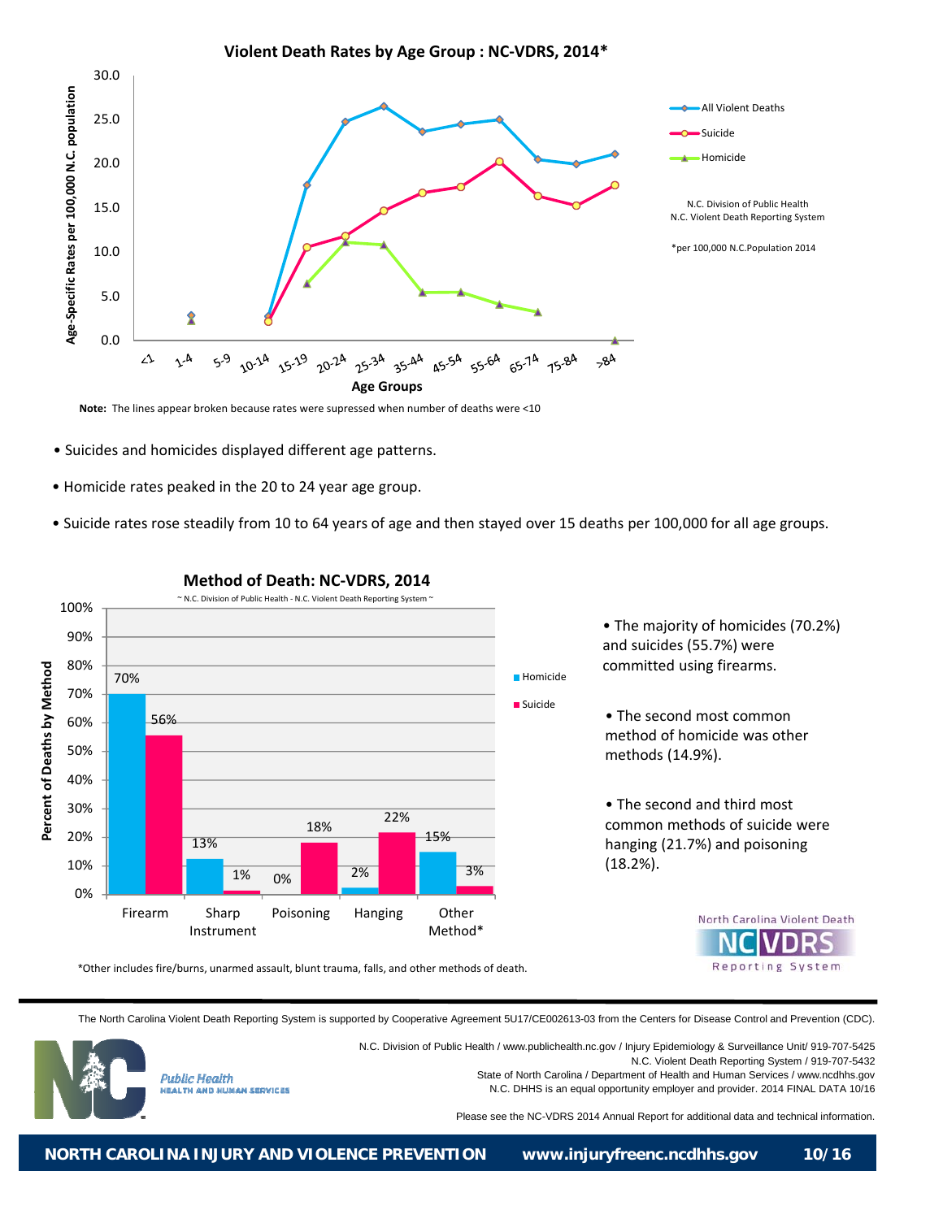## Violent Death Rates by Age Group : NC-VDRS, 2014*

Age-Specific Rates per 100,000 N.C. population

30.0
25.0
20.0
15.0
10.0
5.0
0.0

<1
1-4
5-9
10-14
15-19
20-24
25-34
35-44
45-54
55-64
65-74
75-84
>84

Age Groups

All Violent Deaths
Suicide
Homicide

N.C. Division of Public Health
N.C. Violent Death Reporting System

*per 100,000 N.C.Population 2014

**Note:** The lines appear broken because rates were supressed when number of deaths were <10

- Suicides and homicides displayed different age patterns.
- Homicide rates peaked in the 20 to 24 year age group.
- Suicide rates rose steadily from 10 to 64 years of age and then stayed over 15 deaths per 100,000 for all age groups.

## Method of Death: NC-VDRS, 2014

~ N.C. Division of Public Health - N.C. Violent Death Reporting System ~

Percent of Deaths by Method

100%
90%
80%
70%
60%
50%
40%
30%
20%
10%
0%

Firearm: 70% 56%
Sharp Instrument: 13% 1%
Poisoning: 0% 18%
Hanging: 2% 22%
Other Method*: 15% 3%

Homicide
Suicide

*Other includes fire/burns, unarmed assault, blunt trauma, falls, and other methods of death.

- The majority of homicides (70.2%) and suicides (55.7%) were committed using firearms.
- The second most common method of homicide was other methods (14.9%).
- The second and third most common methods of suicide were hanging (21.7%) and poisoning (18.2%).

North Carolina Violent Death
NC VDRS
Reporting System

The North Carolina Violent Death Reporting System is supported by Cooperative Agreement 5U17/CE002613-03 from the Centers for Disease Control and Prevention (CDC).

Public Health
HEALTH AND HUMAN SERVICES

N.C. Division of Public Health / www.publichealth.nc.gov / Injury Epidemiology & Surveillance Unit/ 919-707-5425
N.C. Violent Death Reporting System / 919-707-5432
State of North Carolina / Department of Health and Human Services / www.ncdhhs.gov
N.C. DHHS is an equal opportunity employer and provider. 2014 FINAL DATA 10/16

Please see the NC-VDRS 2014 Annual Report for additional data and technical information.

NORTH CAROLINA INJURY AND VIOLENCE PREVENTION www.injuryfreenc.ncdhhs.gov 10/16